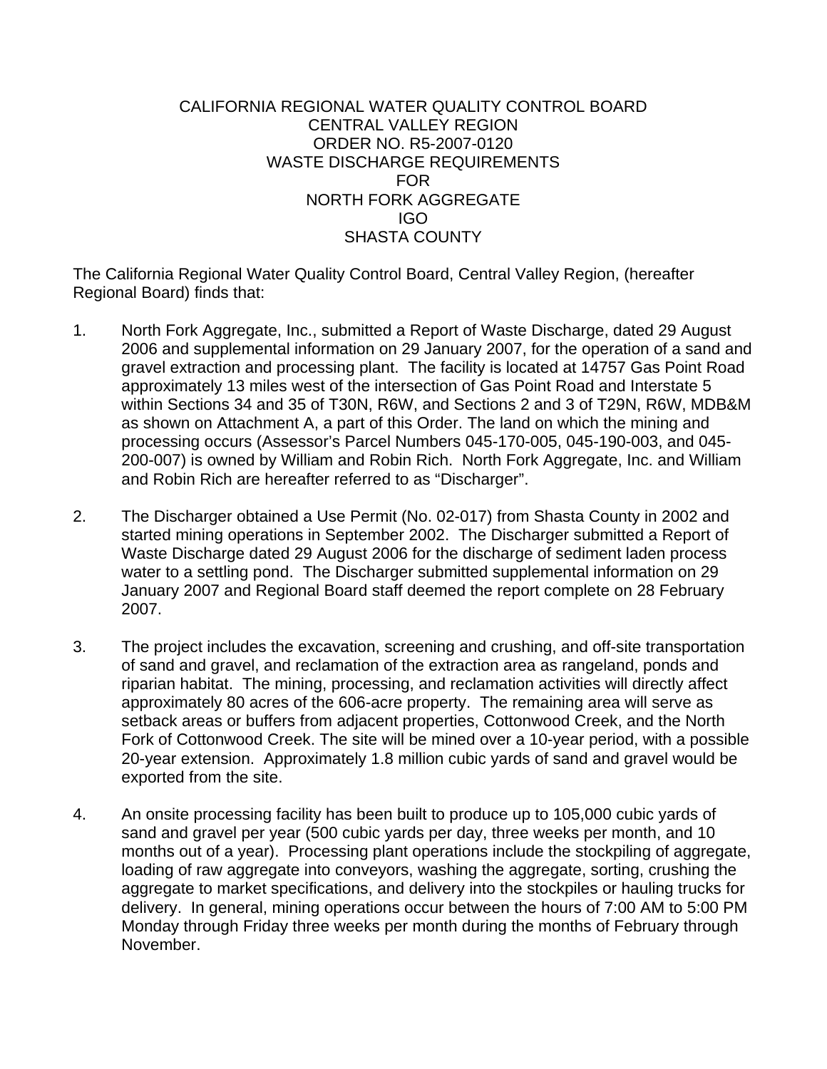CALIFORNIA REGIONAL WATER QUALITY CONTROL BOARD
CENTRAL VALLEY REGION
ORDER NO. R5-2007-0120
WASTE DISCHARGE REQUIREMENTS
FOR
NORTH FORK AGGREGATE
IGO
SHASTA COUNTY

The California Regional Water Quality Control Board, Central Valley Region, (hereafter Regional Board) finds that:

1. North Fork Aggregate, Inc., submitted a Report of Waste Discharge, dated 29 August 2006 and supplemental information on 29 January 2007, for the operation of a sand and gravel extraction and processing plant. The facility is located at 14757 Gas Point Road approximately 13 miles west of the intersection of Gas Point Road and Interstate 5 within Sections 34 and 35 of T30N, R6W, and Sections 2 and 3 of T29N, R6W, MDB&M as shown on Attachment A, a part of this Order. The land on which the mining and processing occurs (Assessor's Parcel Numbers 045-170-005, 045-190-003, and 045-200-007) is owned by William and Robin Rich. North Fork Aggregate, Inc. and William and Robin Rich are hereafter referred to as "Discharger".

2. The Discharger obtained a Use Permit (No. 02-017) from Shasta County in 2002 and started mining operations in September 2002. The Discharger submitted a Report of Waste Discharge dated 29 August 2006 for the discharge of sediment laden process water to a settling pond. The Discharger submitted supplemental information on 29 January 2007 and Regional Board staff deemed the report complete on 28 February 2007.

3. The project includes the excavation, screening and crushing, and off-site transportation of sand and gravel, and reclamation of the extraction area as rangeland, ponds and riparian habitat. The mining, processing, and reclamation activities will directly affect approximately 80 acres of the 606-acre property. The remaining area will serve as setback areas or buffers from adjacent properties, Cottonwood Creek, and the North Fork of Cottonwood Creek. The site will be mined over a 10-year period, with a possible 20-year extension. Approximately 1.8 million cubic yards of sand and gravel would be exported from the site.

4. An onsite processing facility has been built to produce up to 105,000 cubic yards of sand and gravel per year (500 cubic yards per day, three weeks per month, and 10 months out of a year). Processing plant operations include the stockpiling of aggregate, loading of raw aggregate into conveyors, washing the aggregate, sorting, crushing the aggregate to market specifications, and delivery into the stockpiles or hauling trucks for delivery. In general, mining operations occur between the hours of 7:00 AM to 5:00 PM Monday through Friday three weeks per month during the months of February through November.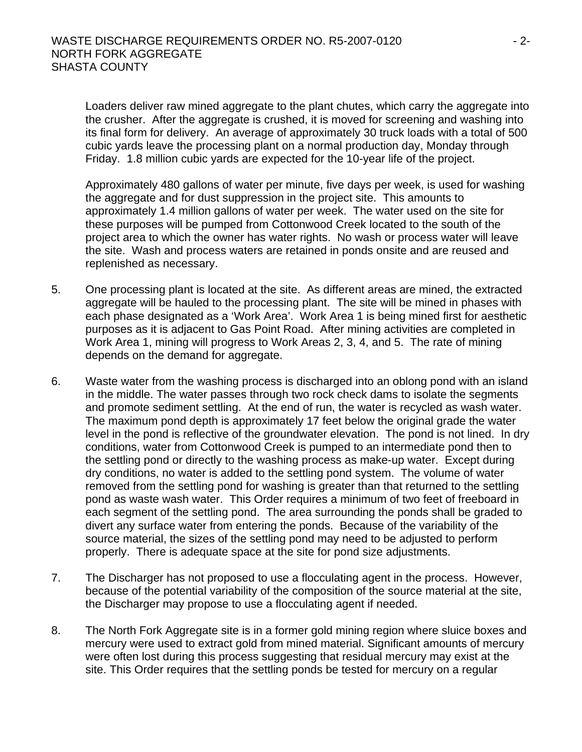Loaders deliver raw mined aggregate to the plant chutes, which carry the aggregate into the crusher. After the aggregate is crushed, it is moved for screening and washing into its final form for delivery. An average of approximately 30 truck loads with a total of 500 cubic yards leave the processing plant on a normal production day, Monday through Friday. 1.8 million cubic yards are expected for the 10-year life of the project.

Approximately 480 gallons of water per minute, five days per week, is used for washing the aggregate and for dust suppression in the project site. This amounts to approximately 1.4 million gallons of water per week. The water used on the site for these purposes will be pumped from Cottonwood Creek located to the south of the project area to which the owner has water rights. No wash or process water will leave the site. Wash and process waters are retained in ponds onsite and are reused and replenished as necessary.

5. One processing plant is located at the site. As different areas are mined, the extracted aggregate will be hauled to the processing plant. The site will be mined in phases with each phase designated as a 'Work Area'. Work Area 1 is being mined first for aesthetic purposes as it is adjacent to Gas Point Road. After mining activities are completed in Work Area 1, mining will progress to Work Areas 2, 3, 4, and 5. The rate of mining depends on the demand for aggregate.

6. Waste water from the washing process is discharged into an oblong pond with an island in the middle. The water passes through two rock check dams to isolate the segments and promote sediment settling. At the end of run, the water is recycled as wash water. The maximum pond depth is approximately 17 feet below the original grade the water level in the pond is reflective of the groundwater elevation. The pond is not lined. In dry conditions, water from Cottonwood Creek is pumped to an intermediate pond then to the settling pond or directly to the washing process as make-up water. Except during dry conditions, no water is added to the settling pond system. The volume of water removed from the settling pond for washing is greater than that returned to the settling pond as waste wash water. This Order requires a minimum of two feet of freeboard in each segment of the settling pond. The area surrounding the ponds shall be graded to divert any surface water from entering the ponds. Because of the variability of the source material, the sizes of the settling pond may need to be adjusted to perform properly. There is adequate space at the site for pond size adjustments.

7. The Discharger has not proposed to use a flocculating agent in the process. However, because of the potential variability of the composition of the source material at the site, the Discharger may propose to use a flocculating agent if needed.

8. The North Fork Aggregate site is in a former gold mining region where sluice boxes and mercury were used to extract gold from mined material. Significant amounts of mercury were often lost during this process suggesting that residual mercury may exist at the site. This Order requires that the settling ponds be tested for mercury on a regular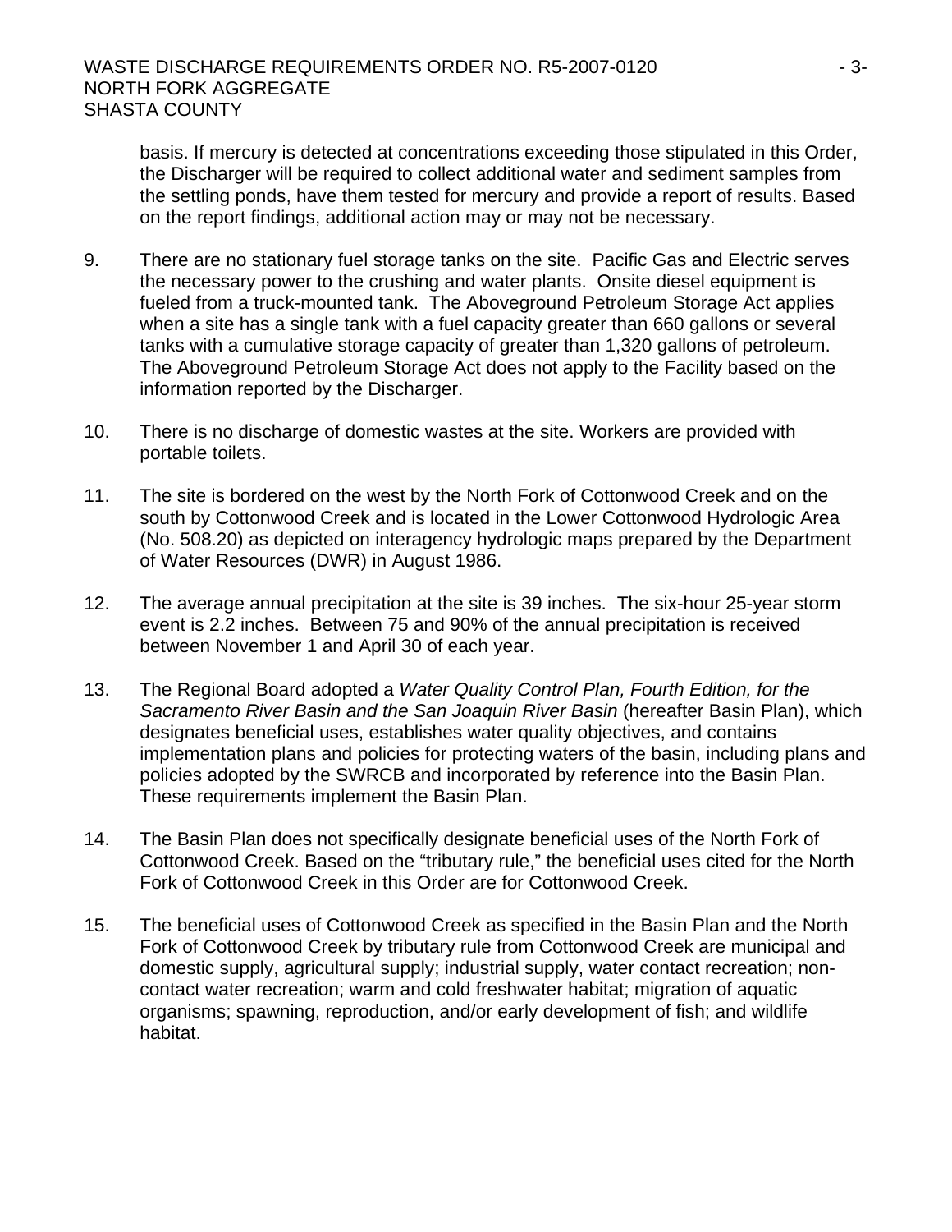basis. If mercury is detected at concentrations exceeding those stipulated in this Order, the Discharger will be required to collect additional water and sediment samples from the settling ponds, have them tested for mercury and provide a report of results. Based on the report findings, additional action may or may not be necessary.

9. There are no stationary fuel storage tanks on the site. Pacific Gas and Electric serves the necessary power to the crushing and water plants. Onsite diesel equipment is fueled from a truck-mounted tank. The Aboveground Petroleum Storage Act applies when a site has a single tank with a fuel capacity greater than 660 gallons or several tanks with a cumulative storage capacity of greater than 1,320 gallons of petroleum. The Aboveground Petroleum Storage Act does not apply to the Facility based on the information reported by the Discharger.

10. There is no discharge of domestic wastes at the site. Workers are provided with portable toilets.

11. The site is bordered on the west by the North Fork of Cottonwood Creek and on the south by Cottonwood Creek and is located in the Lower Cottonwood Hydrologic Area (No. 508.20) as depicted on interagency hydrologic maps prepared by the Department of Water Resources (DWR) in August 1986.

12. The average annual precipitation at the site is 39 inches. The six-hour 25-year storm event is 2.2 inches. Between 75 and 90% of the annual precipitation is received between November 1 and April 30 of each year.

13. The Regional Board adopted a *Water Quality Control Plan, Fourth Edition, for the Sacramento River Basin and the San Joaquin River Basin* (hereafter Basin Plan), which designates beneficial uses, establishes water quality objectives, and contains implementation plans and policies for protecting waters of the basin, including plans and policies adopted by the SWRCB and incorporated by reference into the Basin Plan. These requirements implement the Basin Plan.

14. The Basin Plan does not specifically designate beneficial uses of the North Fork of Cottonwood Creek. Based on the "tributary rule," the beneficial uses cited for the North Fork of Cottonwood Creek in this Order are for Cottonwood Creek.

15. The beneficial uses of Cottonwood Creek as specified in the Basin Plan and the North Fork of Cottonwood Creek by tributary rule from Cottonwood Creek are municipal and domestic supply, agricultural supply; industrial supply, water contact recreation; non-contact water recreation; warm and cold freshwater habitat; migration of aquatic organisms; spawning, reproduction, and/or early development of fish; and wildlife habitat.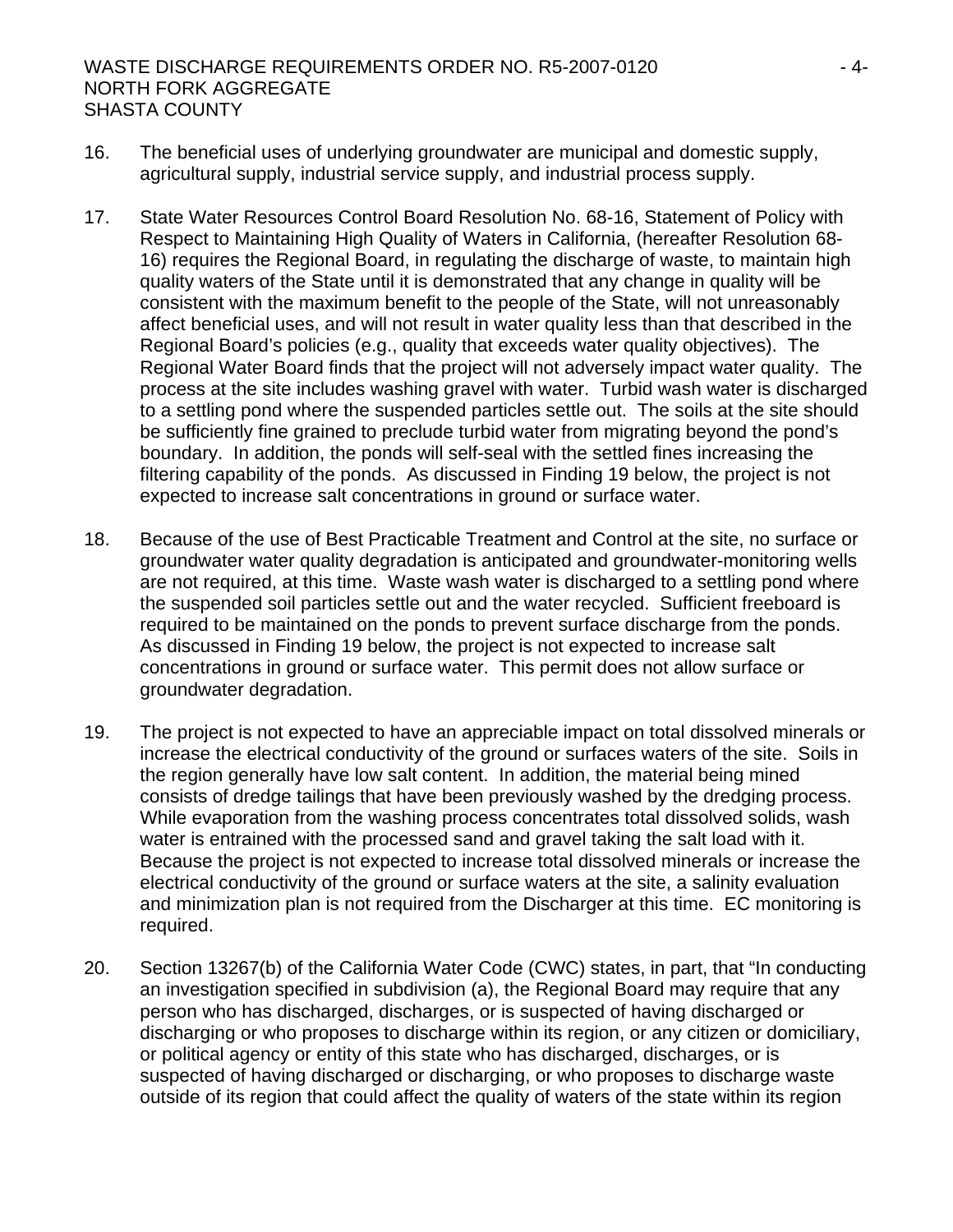16. The beneficial uses of underlying groundwater are municipal and domestic supply, agricultural supply, industrial service supply, and industrial process supply.

17. State Water Resources Control Board Resolution No. 68-16, Statement of Policy with Respect to Maintaining High Quality of Waters in California, (hereafter Resolution 68-16) requires the Regional Board, in regulating the discharge of waste, to maintain high quality waters of the State until it is demonstrated that any change in quality will be consistent with the maximum benefit to the people of the State, will not unreasonably affect beneficial uses, and will not result in water quality less than that described in the Regional Board's policies (e.g., quality that exceeds water quality objectives). The Regional Water Board finds that the project will not adversely impact water quality. The process at the site includes washing gravel with water. Turbid wash water is discharged to a settling pond where the suspended particles settle out. The soils at the site should be sufficiently fine grained to preclude turbid water from migrating beyond the pond's boundary. In addition, the ponds will self-seal with the settled fines increasing the filtering capability of the ponds. As discussed in Finding 19 below, the project is not expected to increase salt concentrations in ground or surface water.

18. Because of the use of Best Practicable Treatment and Control at the site, no surface or groundwater water quality degradation is anticipated and groundwater-monitoring wells are not required, at this time. Waste wash water is discharged to a settling pond where the suspended soil particles settle out and the water recycled. Sufficient freeboard is required to be maintained on the ponds to prevent surface discharge from the ponds. As discussed in Finding 19 below, the project is not expected to increase salt concentrations in ground or surface water. This permit does not allow surface or groundwater degradation.

19. The project is not expected to have an appreciable impact on total dissolved minerals or increase the electrical conductivity of the ground or surfaces waters of the site. Soils in the region generally have low salt content. In addition, the material being mined consists of dredge tailings that have been previously washed by the dredging process. While evaporation from the washing process concentrates total dissolved solids, wash water is entrained with the processed sand and gravel taking the salt load with it. Because the project is not expected to increase total dissolved minerals or increase the electrical conductivity of the ground or surface waters at the site, a salinity evaluation and minimization plan is not required from the Discharger at this time. EC monitoring is required.

20. Section 13267(b) of the California Water Code (CWC) states, in part, that "In conducting an investigation specified in subdivision (a), the Regional Board may require that any person who has discharged, discharges, or is suspected of having discharged or discharging or who proposes to discharge within its region, or any citizen or domiciliary, or political agency or entity of this state who has discharged, discharges, or is suspected of having discharged or discharging, or who proposes to discharge waste outside of its region that could affect the quality of waters of the state within its region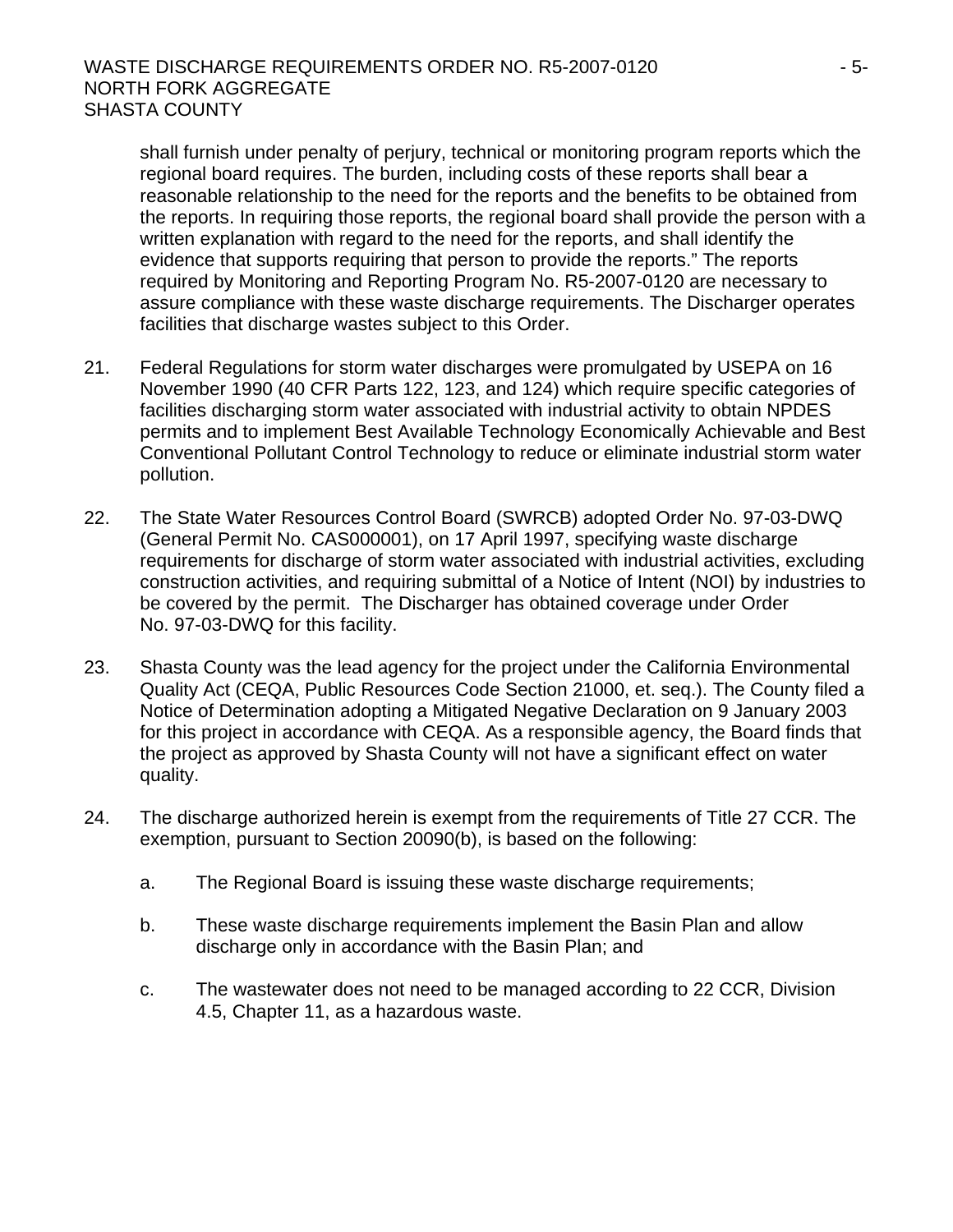shall furnish under penalty of perjury, technical or monitoring program reports which the regional board requires. The burden, including costs of these reports shall bear a reasonable relationship to the need for the reports and the benefits to be obtained from the reports. In requiring those reports, the regional board shall provide the person with a written explanation with regard to the need for the reports, and shall identify the evidence that supports requiring that person to provide the reports." The reports required by Monitoring and Reporting Program No. R5-2007-0120 are necessary to assure compliance with these waste discharge requirements. The Discharger operates facilities that discharge wastes subject to this Order.

21. Federal Regulations for storm water discharges were promulgated by USEPA on 16 November 1990 (40 CFR Parts 122, 123, and 124) which require specific categories of facilities discharging storm water associated with industrial activity to obtain NPDES permits and to implement Best Available Technology Economically Achievable and Best Conventional Pollutant Control Technology to reduce or eliminate industrial storm water pollution.

22. The State Water Resources Control Board (SWRCB) adopted Order No. 97-03-DWQ (General Permit No. CAS000001), on 17 April 1997, specifying waste discharge requirements for discharge of storm water associated with industrial activities, excluding construction activities, and requiring submittal of a Notice of Intent (NOI) by industries to be covered by the permit. The Discharger has obtained coverage under Order No. 97-03-DWQ for this facility.

23. Shasta County was the lead agency for the project under the California Environmental Quality Act (CEQA, Public Resources Code Section 21000, et. seq.). The County filed a Notice of Determination adopting a Mitigated Negative Declaration on 9 January 2003 for this project in accordance with CEQA. As a responsible agency, the Board finds that the project as approved by Shasta County will not have a significant effect on water quality.

24. The discharge authorized herein is exempt from the requirements of Title 27 CCR. The exemption, pursuant to Section 20090(b), is based on the following:

    a. The Regional Board is issuing these waste discharge requirements;

    b. These waste discharge requirements implement the Basin Plan and allow discharge only in accordance with the Basin Plan; and

    c. The wastewater does not need to be managed according to 22 CCR, Division 4.5, Chapter 11, as a hazardous waste.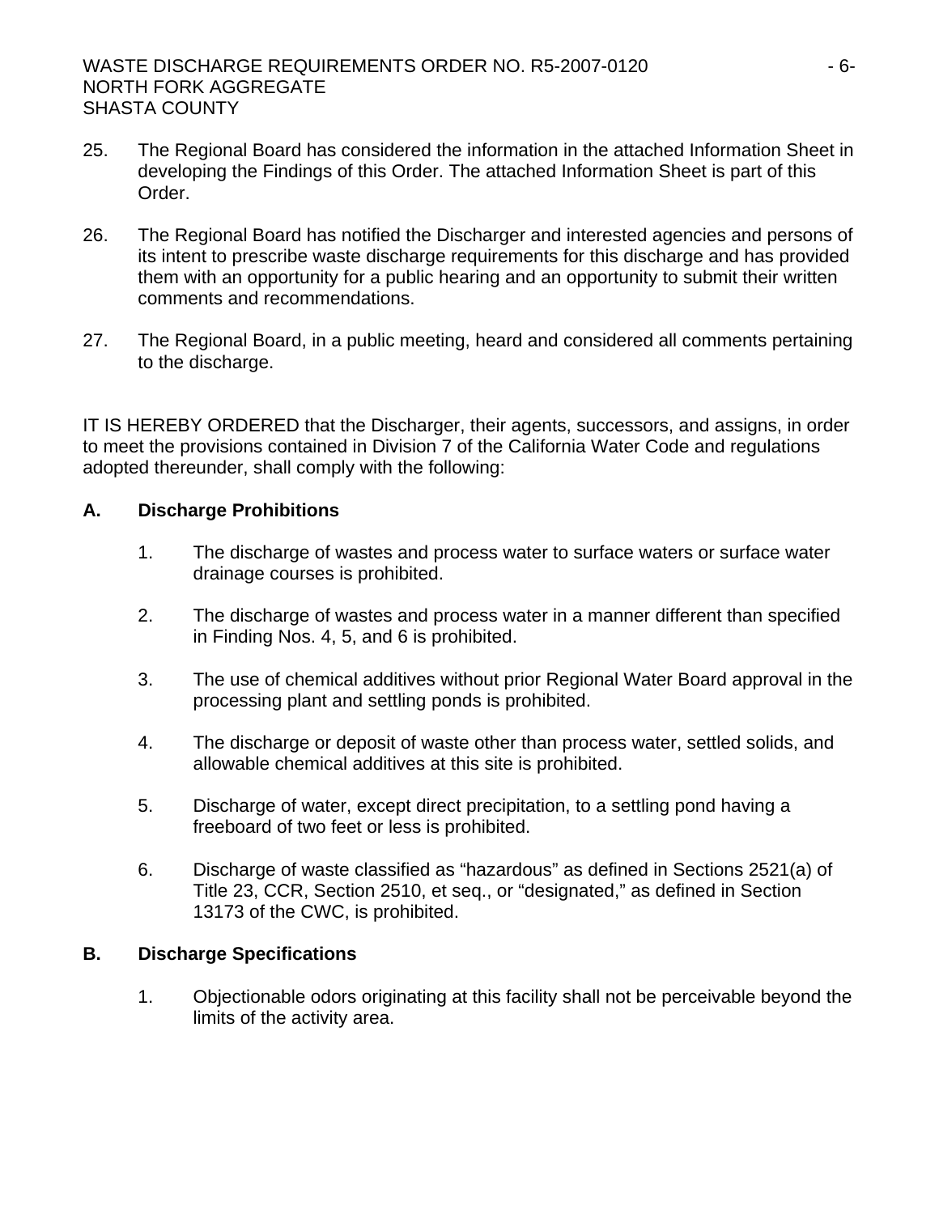25. The Regional Board has considered the information in the attached Information Sheet in developing the Findings of this Order. The attached Information Sheet is part of this Order.

26. The Regional Board has notified the Discharger and interested agencies and persons of its intent to prescribe waste discharge requirements for this discharge and has provided them with an opportunity for a public hearing and an opportunity to submit their written comments and recommendations.

27. The Regional Board, in a public meeting, heard and considered all comments pertaining to the discharge.

IT IS HEREBY ORDERED that the Discharger, their agents, successors, and assigns, in order to meet the provisions contained in Division 7 of the California Water Code and regulations adopted thereunder, shall comply with the following:

## A. Discharge Prohibitions

1. The discharge of wastes and process water to surface waters or surface water drainage courses is prohibited.

2. The discharge of wastes and process water in a manner different than specified in Finding Nos. 4, 5, and 6 is prohibited.

3. The use of chemical additives without prior Regional Water Board approval in the processing plant and settling ponds is prohibited.

4. The discharge or deposit of waste other than process water, settled solids, and allowable chemical additives at this site is prohibited.

5. Discharge of water, except direct precipitation, to a settling pond having a freeboard of two feet or less is prohibited.

6. Discharge of waste classified as “hazardous” as defined in Sections 2521(a) of Title 23, CCR, Section 2510, et seq., or “designated,” as defined in Section 13173 of the CWC, is prohibited.

## B. Discharge Specifications

1. Objectionable odors originating at this facility shall not be perceivable beyond the limits of the activity area.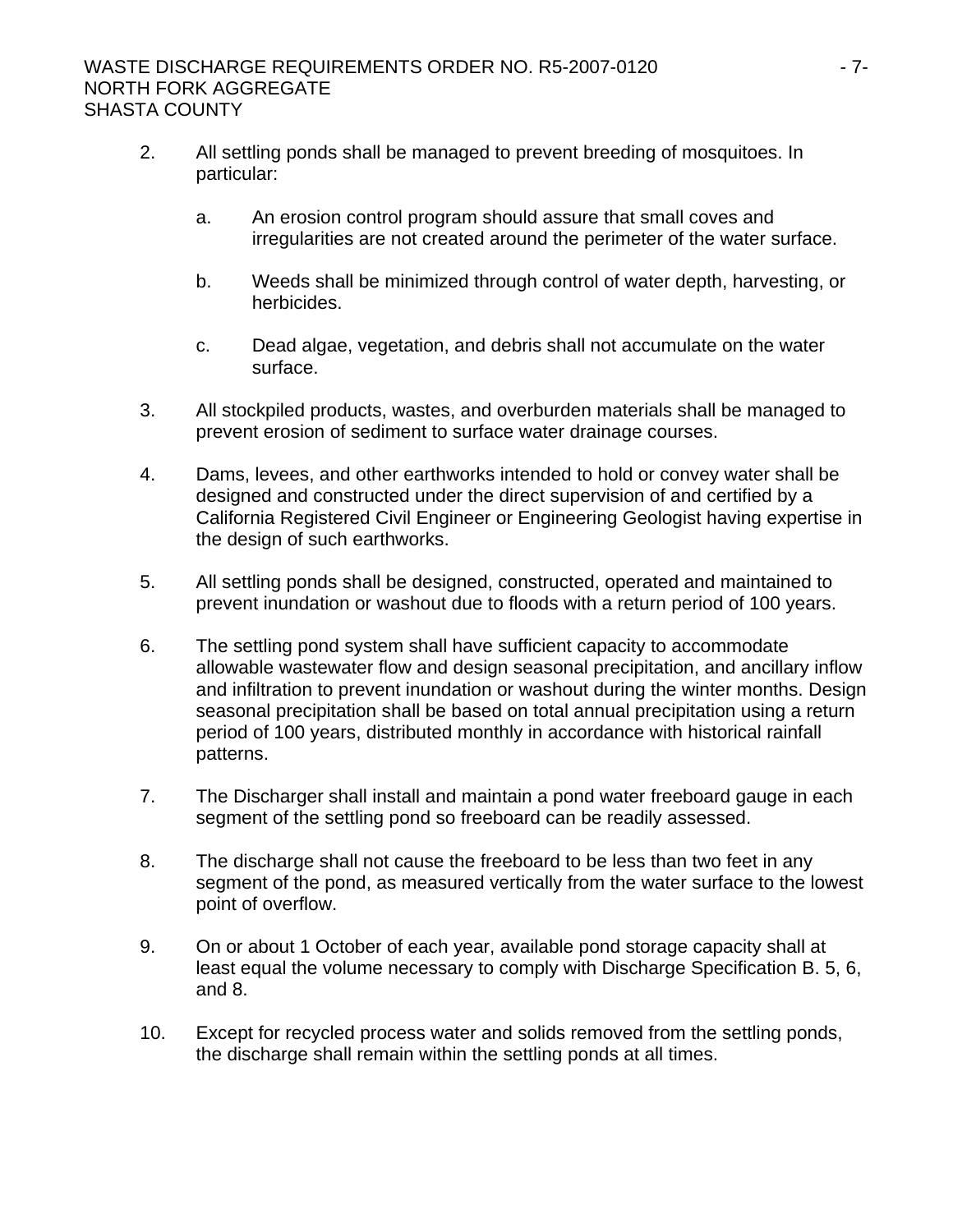2. All settling ponds shall be managed to prevent breeding of mosquitoes. In particular:

   a. An erosion control program should assure that small coves and irregularities are not created around the perimeter of the water surface.

   b. Weeds shall be minimized through control of water depth, harvesting, or herbicides.

   c. Dead algae, vegetation, and debris shall not accumulate on the water surface.

3. All stockpiled products, wastes, and overburden materials shall be managed to prevent erosion of sediment to surface water drainage courses.

4. Dams, levees, and other earthworks intended to hold or convey water shall be designed and constructed under the direct supervision of and certified by a California Registered Civil Engineer or Engineering Geologist having expertise in the design of such earthworks.

5. All settling ponds shall be designed, constructed, operated and maintained to prevent inundation or washout due to floods with a return period of 100 years.

6. The settling pond system shall have sufficient capacity to accommodate allowable wastewater flow and design seasonal precipitation, and ancillary inflow and infiltration to prevent inundation or washout during the winter months. Design seasonal precipitation shall be based on total annual precipitation using a return period of 100 years, distributed monthly in accordance with historical rainfall patterns.

7. The Discharger shall install and maintain a pond water freeboard gauge in each segment of the settling pond so freeboard can be readily assessed.

8. The discharge shall not cause the freeboard to be less than two feet in any segment of the pond, as measured vertically from the water surface to the lowest point of overflow.

9. On or about 1 October of each year, available pond storage capacity shall at least equal the volume necessary to comply with Discharge Specification B. 5, 6, and 8.

10. Except for recycled process water and solids removed from the settling ponds, the discharge shall remain within the settling ponds at all times.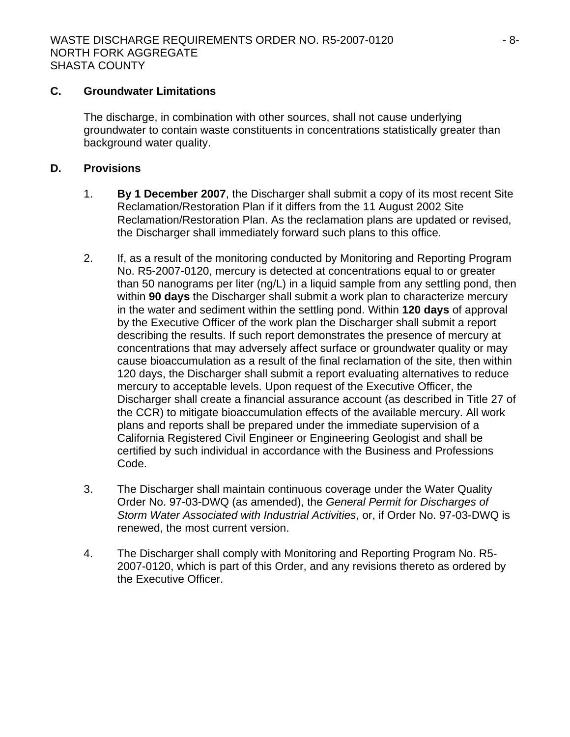## C. Groundwater Limitations

The discharge, in combination with other sources, shall not cause underlying groundwater to contain waste constituents in concentrations statistically greater than background water quality.

## D. Provisions

1. **By 1 December 2007**, the Discharger shall submit a copy of its most recent Site Reclamation/Restoration Plan if it differs from the 11 August 2002 Site Reclamation/Restoration Plan. As the reclamation plans are updated or revised, the Discharger shall immediately forward such plans to this office.

2. If, as a result of the monitoring conducted by Monitoring and Reporting Program No. R5-2007-0120, mercury is detected at concentrations equal to or greater than 50 nanograms per liter (ng/L) in a liquid sample from any settling pond, then within **90 days** the Discharger shall submit a work plan to characterize mercury in the water and sediment within the settling pond. Within **120 days** of approval by the Executive Officer of the work plan the Discharger shall submit a report describing the results. If such report demonstrates the presence of mercury at concentrations that may adversely affect surface or groundwater quality or may cause bioaccumulation as a result of the final reclamation of the site, then within 120 days, the Discharger shall submit a report evaluating alternatives to reduce mercury to acceptable levels. Upon request of the Executive Officer, the Discharger shall create a financial assurance account (as described in Title 27 of the CCR) to mitigate bioaccumulation effects of the available mercury. All work plans and reports shall be prepared under the immediate supervision of a California Registered Civil Engineer or Engineering Geologist and shall be certified by such individual in accordance with the Business and Professions Code.

3. The Discharger shall maintain continuous coverage under the Water Quality Order No. 97-03-DWQ (as amended), the *General Permit for Discharges of Storm Water Associated with Industrial Activities*, or, if Order No. 97-03-DWQ is renewed, the most current version.

4. The Discharger shall comply with Monitoring and Reporting Program No. R5-2007-0120, which is part of this Order, and any revisions thereto as ordered by the Executive Officer.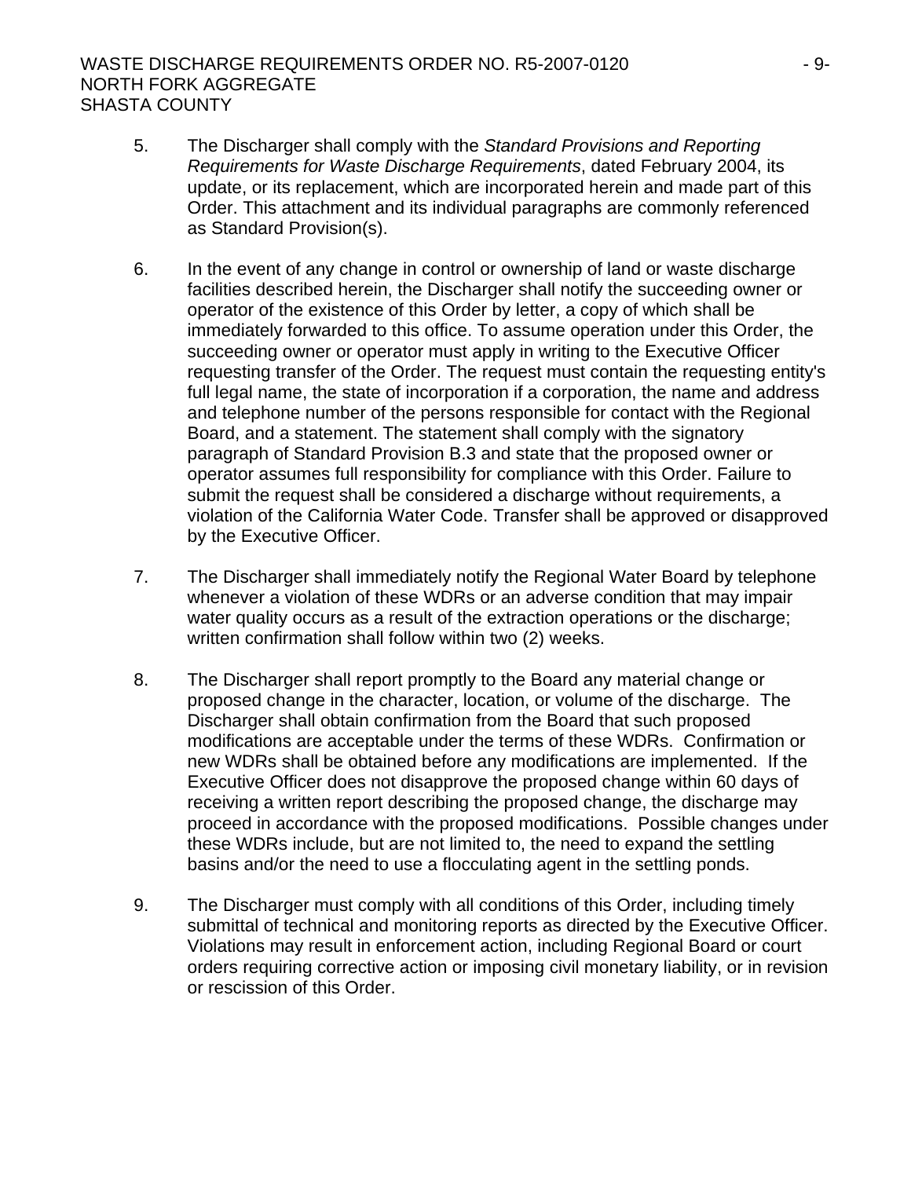5. The Discharger shall comply with the *Standard Provisions and Reporting Requirements for Waste Discharge Requirements*, dated February 2004, its update, or its replacement, which are incorporated herein and made part of this Order. This attachment and its individual paragraphs are commonly referenced as Standard Provision(s).

6. In the event of any change in control or ownership of land or waste discharge facilities described herein, the Discharger shall notify the succeeding owner or operator of the existence of this Order by letter, a copy of which shall be immediately forwarded to this office. To assume operation under this Order, the succeeding owner or operator must apply in writing to the Executive Officer requesting transfer of the Order. The request must contain the requesting entity's full legal name, the state of incorporation if a corporation, the name and address and telephone number of the persons responsible for contact with the Regional Board, and a statement. The statement shall comply with the signatory paragraph of Standard Provision B.3 and state that the proposed owner or operator assumes full responsibility for compliance with this Order. Failure to submit the request shall be considered a discharge without requirements, a violation of the California Water Code. Transfer shall be approved or disapproved by the Executive Officer.

7. The Discharger shall immediately notify the Regional Water Board by telephone whenever a violation of these WDRs or an adverse condition that may impair water quality occurs as a result of the extraction operations or the discharge; written confirmation shall follow within two (2) weeks.

8. The Discharger shall report promptly to the Board any material change or proposed change in the character, location, or volume of the discharge. The Discharger shall obtain confirmation from the Board that such proposed modifications are acceptable under the terms of these WDRs. Confirmation or new WDRs shall be obtained before any modifications are implemented. If the Executive Officer does not disapprove the proposed change within 60 days of receiving a written report describing the proposed change, the discharge may proceed in accordance with the proposed modifications. Possible changes under these WDRs include, but are not limited to, the need to expand the settling basins and/or the need to use a flocculating agent in the settling ponds.

9. The Discharger must comply with all conditions of this Order, including timely submittal of technical and monitoring reports as directed by the Executive Officer. Violations may result in enforcement action, including Regional Board or court orders requiring corrective action or imposing civil monetary liability, or in revision or rescission of this Order.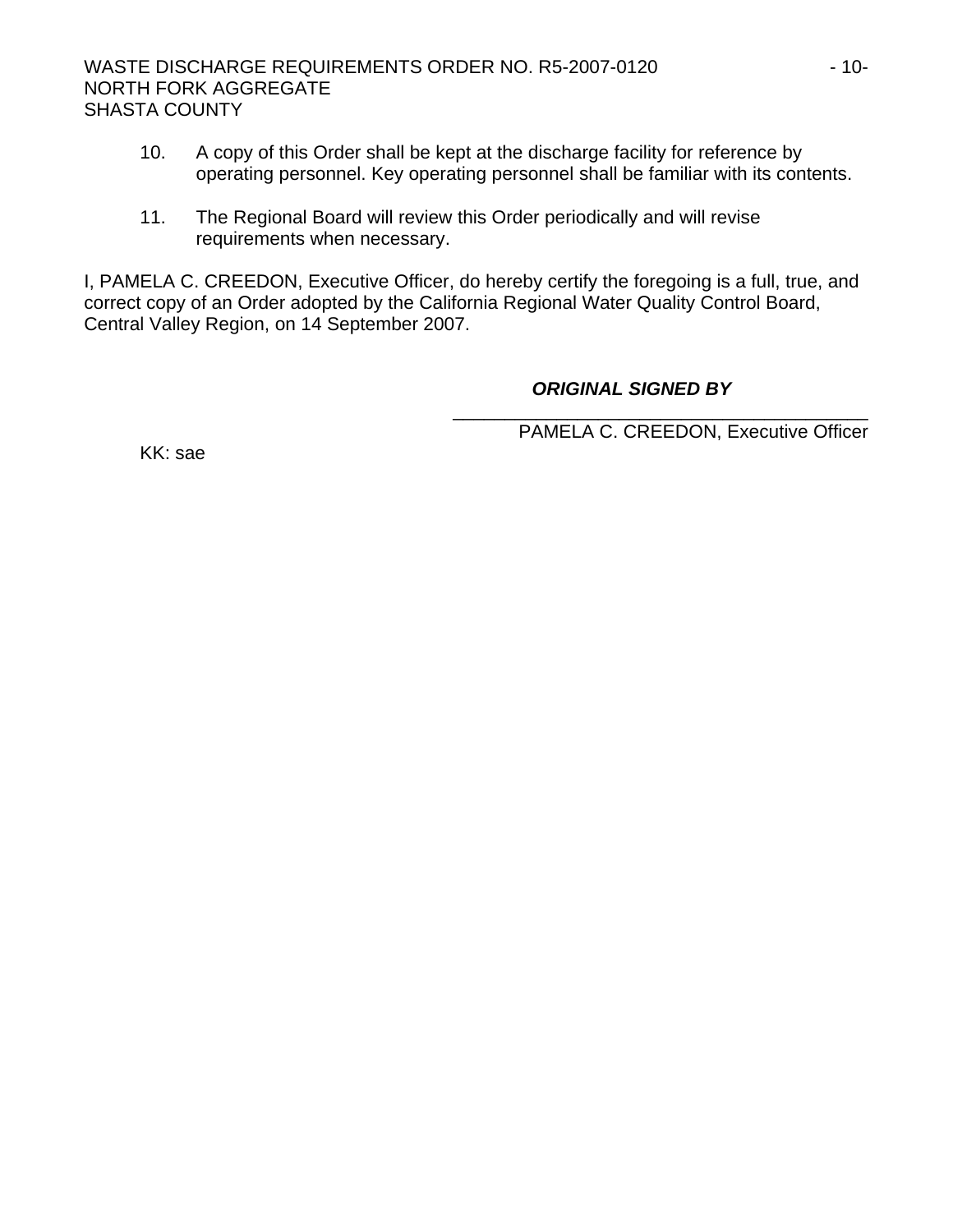10. A copy of this Order shall be kept at the discharge facility for reference by operating personnel. Key operating personnel shall be familiar with its contents.

11. The Regional Board will review this Order periodically and will revise requirements when necessary.

I, PAMELA C. CREEDON, Executive Officer, do hereby certify the foregoing is a full, true, and correct copy of an Order adopted by the California Regional Water Quality Control Board, Central Valley Region, on 14 September 2007.

***ORIGINAL SIGNED BY***

\_\_\_\_\_\_\_\_\_\_\_\_\_\_\_\_\_\_\_\_\_\_\_\_\_\_\_\_\_\_\_\_\_\_\_\_\_\_\_\_

PAMELA C. CREEDON, Executive Officer

KK: sae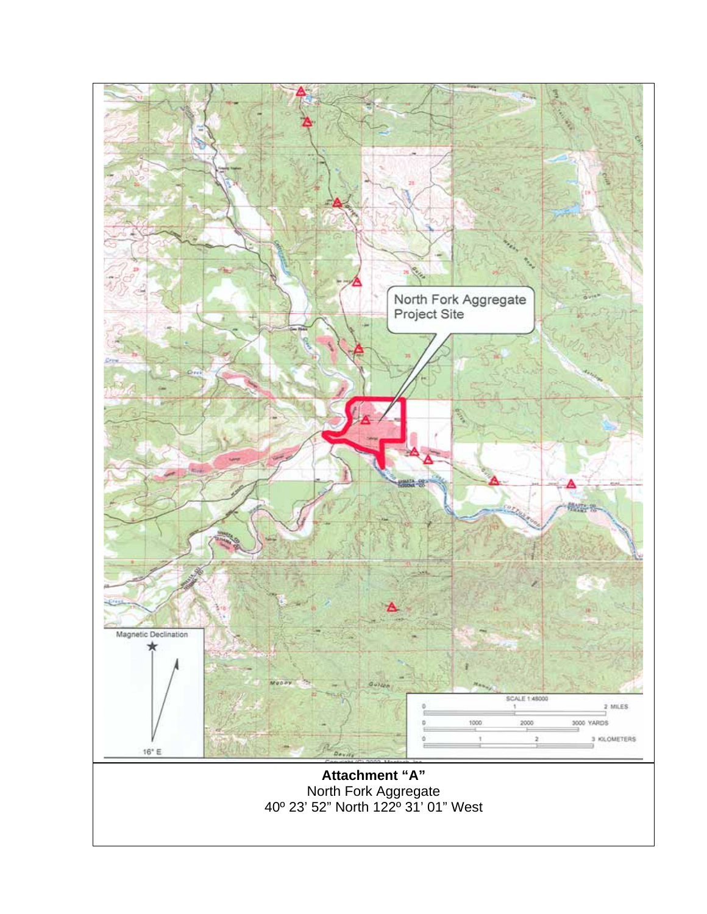**Attachment "A"**
North Fork Aggregate
40º 23' 52" North 122º 31' 01" West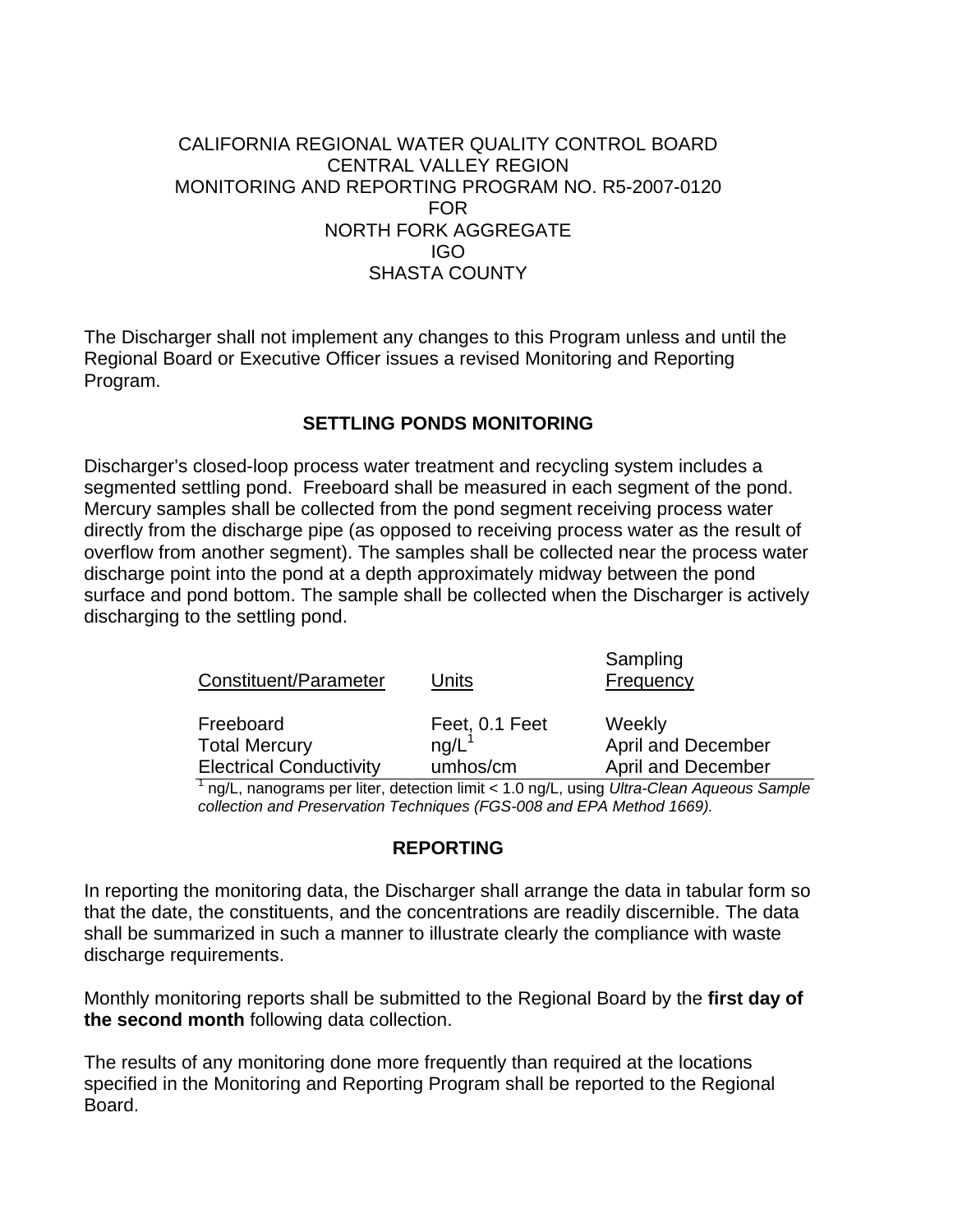CALIFORNIA REGIONAL WATER QUALITY CONTROL BOARD
CENTRAL VALLEY REGION
MONITORING AND REPORTING PROGRAM NO. R5-2007-0120
FOR
NORTH FORK AGGREGATE
IGO
SHASTA COUNTY

The Discharger shall not implement any changes to this Program unless and until the Regional Board or Executive Officer issues a revised Monitoring and Reporting Program.

## SETTLING PONDS MONITORING

Discharger's closed-loop process water treatment and recycling system includes a segmented settling pond. Freeboard shall be measured in each segment of the pond. Mercury samples shall be collected from the pond segment receiving process water directly from the discharge pipe (as opposed to receiving process water as the result of overflow from another segment). The samples shall be collected near the process water discharge point into the pond at a depth approximately midway between the pond surface and pond bottom. The sample shall be collected when the Discharger is actively discharging to the settling pond.

| Constituent/Parameter | Units | Sampling Frequency |
|---|---|---|
| Freeboard | Feet, 0.1 Feet | Weekly |
| Total Mercury | ng/L[1] | April and December |
| Electrical Conductivity | umhos/cm | April and December |

[1] ng/L, nanograms per liter, detection limit < 1.0 ng/L, using *Ultra-Clean Aqueous Sample collection and Preservation Techniques (FGS-008 and EPA Method 1669).*

## REPORTING

In reporting the monitoring data, the Discharger shall arrange the data in tabular form so that the date, the constituents, and the concentrations are readily discernible. The data shall be summarized in such a manner to illustrate clearly the compliance with waste discharge requirements.

Monthly monitoring reports shall be submitted to the Regional Board by the **first day of the second month** following data collection.

The results of any monitoring done more frequently than required at the locations specified in the Monitoring and Reporting Program shall be reported to the Regional Board.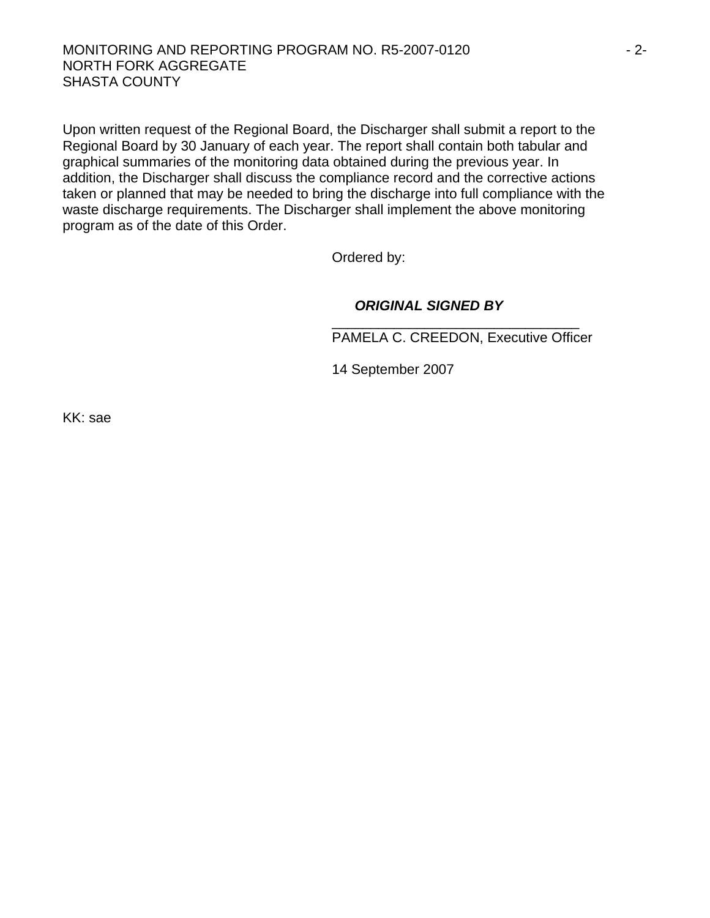Upon written request of the Regional Board, the Discharger shall submit a report to the Regional Board by 30 January of each year. The report shall contain both tabular and graphical summaries of the monitoring data obtained during the previous year. In addition, the Discharger shall discuss the compliance record and the corrective actions taken or planned that may be needed to bring the discharge into full compliance with the waste discharge requirements. The Discharger shall implement the above monitoring program as of the date of this Order.

Ordered by:

***ORIGINAL SIGNED BY***

________________________________
PAMELA C. CREEDON, Executive Officer

14 September 2007

KK: sae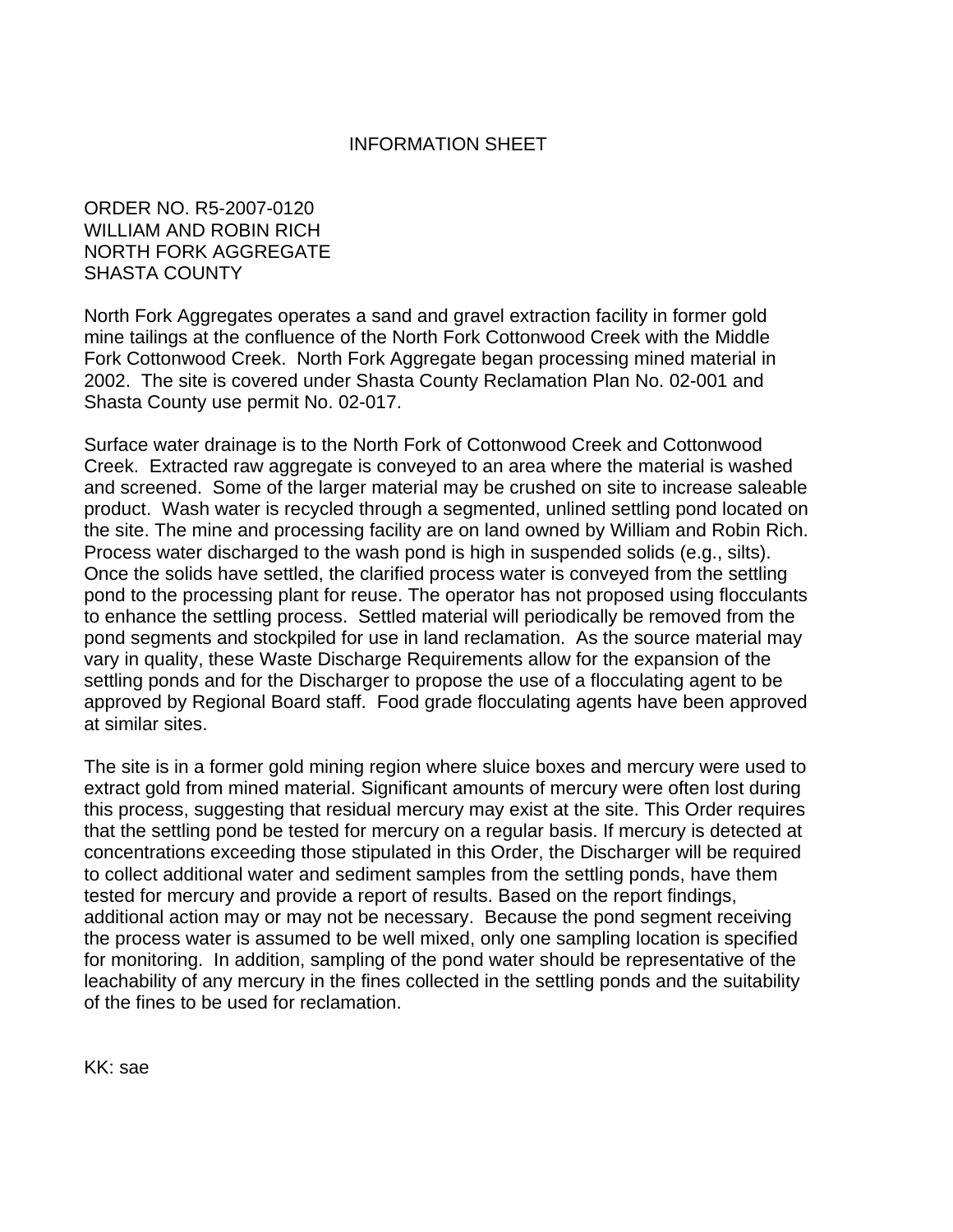# INFORMATION SHEET

ORDER NO. R5-2007-0120
WILLIAM AND ROBIN RICH
NORTH FORK AGGREGATE
SHASTA COUNTY

North Fork Aggregates operates a sand and gravel extraction facility in former gold mine tailings at the confluence of the North Fork Cottonwood Creek with the Middle Fork Cottonwood Creek. North Fork Aggregate began processing mined material in 2002. The site is covered under Shasta County Reclamation Plan No. 02-001 and Shasta County use permit No. 02-017.

Surface water drainage is to the North Fork of Cottonwood Creek and Cottonwood Creek. Extracted raw aggregate is conveyed to an area where the material is washed and screened. Some of the larger material may be crushed on site to increase saleable product. Wash water is recycled through a segmented, unlined settling pond located on the site. The mine and processing facility are on land owned by William and Robin Rich. Process water discharged to the wash pond is high in suspended solids (e.g., silts). Once the solids have settled, the clarified process water is conveyed from the settling pond to the processing plant for reuse. The operator has not proposed using flocculants to enhance the settling process. Settled material will periodically be removed from the pond segments and stockpiled for use in land reclamation. As the source material may vary in quality, these Waste Discharge Requirements allow for the expansion of the settling ponds and for the Discharger to propose the use of a flocculating agent to be approved by Regional Board staff. Food grade flocculating agents have been approved at similar sites.

The site is in a former gold mining region where sluice boxes and mercury were used to extract gold from mined material. Significant amounts of mercury were often lost during this process, suggesting that residual mercury may exist at the site. This Order requires that the settling pond be tested for mercury on a regular basis. If mercury is detected at concentrations exceeding those stipulated in this Order, the Discharger will be required to collect additional water and sediment samples from the settling ponds, have them tested for mercury and provide a report of results. Based on the report findings, additional action may or may not be necessary. Because the pond segment receiving the process water is assumed to be well mixed, only one sampling location is specified for monitoring. In addition, sampling of the pond water should be representative of the leachability of any mercury in the fines collected in the settling ponds and the suitability of the fines to be used for reclamation.

KK: sae